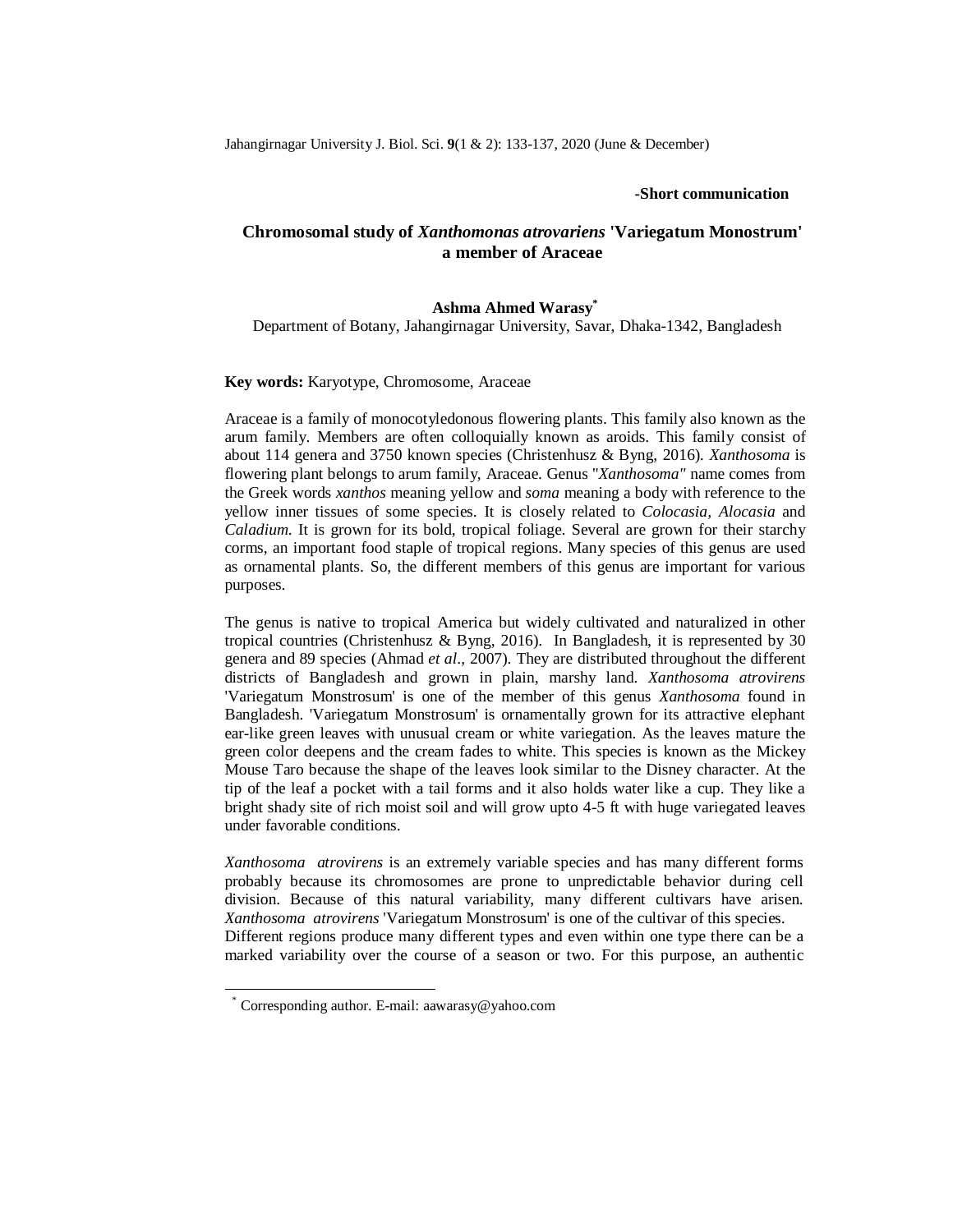**-Short communication**

# Chromosomal study of *Xanthomonas atrovariens* 'Variegatum Monostrum' a member of Araceae

**Ashma Ahmed Warasy***

Department of Botany, Jahangirnagar University, Savar, Dhaka-1342, Bangladesh

**Key words:** Karyotype, Chromosome, Araceae

Araceae is a family of monocotyledonous flowering plants. This family also known as the arum family. Members are often colloquially known as aroids. This family consist of about 114 genera and 3750 known species (Christenhusz & Byng, 2016). *Xanthosoma* is flowering plant belongs to arum family, Araceae. Genus "*Xanthosoma"* name comes from the Greek words *xanthos* meaning yellow and *soma* meaning a body with reference to the yellow inner tissues of some species. It is closely related to *Colocasia, Alocasia* and *Caladium*. It is grown for its bold, tropical foliage. Several are grown for their starchy corms, an important food staple of tropical regions. Many species of this genus are used as ornamental plants. So, the different members of this genus are important for various purposes.

The genus is native to tropical America but widely cultivated and naturalized in other tropical countries (Christenhusz & Byng, 2016). In Bangladesh, it is represented by 30 genera and 89 species (Ahmad *et al*., 2007). They are distributed throughout the different districts of Bangladesh and grown in plain, marshy land. *Xanthosoma atrovirens* 'Variegatum Monstrosum' is one of the member of this genus *Xanthosoma* found in Bangladesh. 'Variegatum Monstrosum' is ornamentally grown for its attractive elephant ear-like green leaves with unusual cream or white variegation. As the leaves mature the green color deepens and the cream fades to white. This species is known as the Mickey Mouse Taro because the shape of the leaves look similar to the Disney character. At the tip of the leaf a pocket with a tail forms and it also holds water like a cup. They like a bright shady site of rich moist soil and will grow upto 4-5 ft with huge variegated leaves under favorable conditions.

*Xanthosoma atrovirens* is an extremely variable species and has many different forms probably because its chromosomes are prone to unpredictable behavior during cell division. Because of this natural variability, many different cultivars have arisen. *Xanthosoma atrovirens* 'Variegatum Monstrosum' is one of the cultivar of this species.
Different regions produce many different types and even within one type there can be a marked variability over the course of a season or two. For this purpose, an authentic

---

* Corresponding author. E-mail: aawarasy@yahoo.com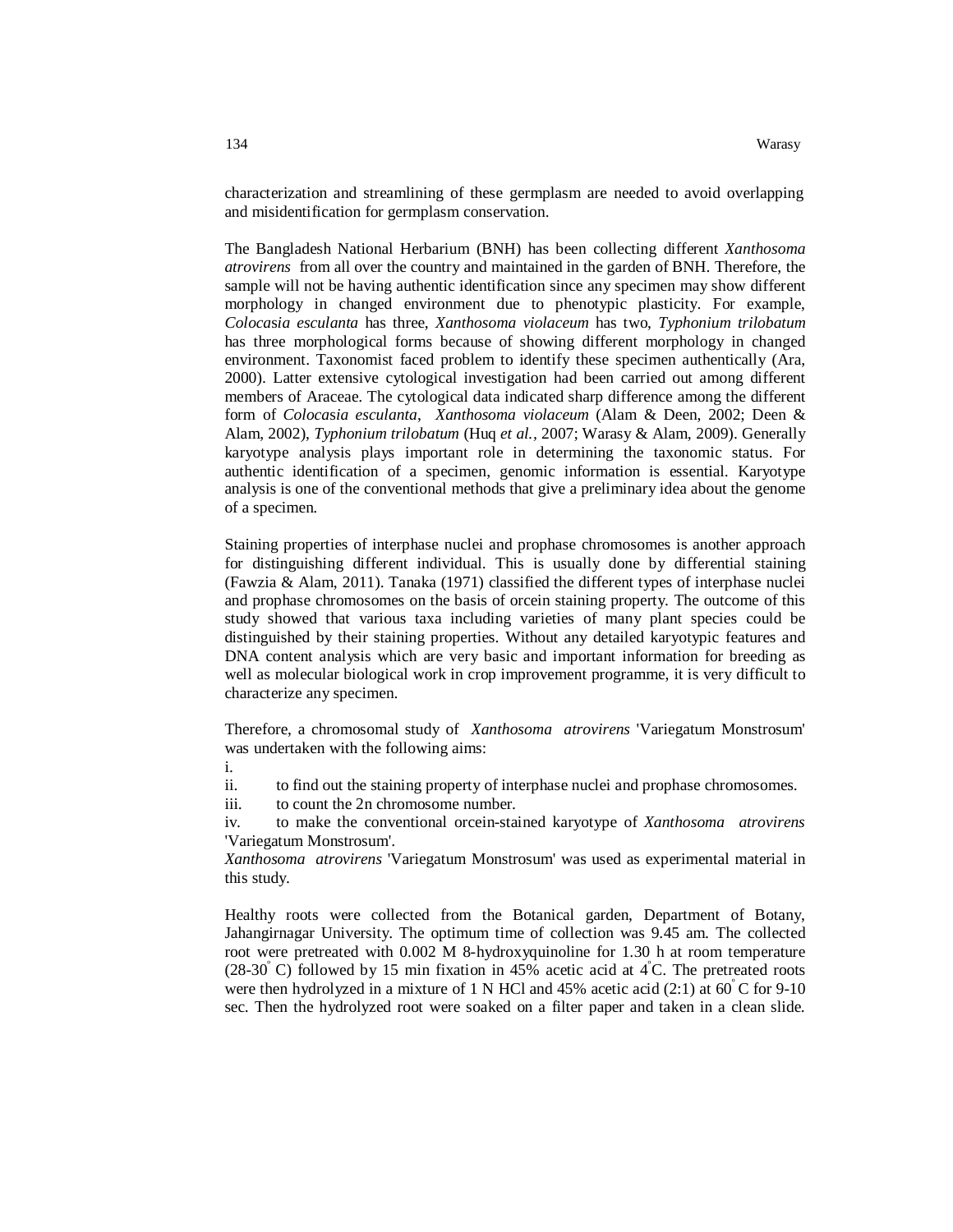characterization and streamlining of these germplasm are needed to avoid overlapping and misidentification for germplasm conservation.

The Bangladesh National Herbarium (BNH) has been collecting different *Xanthosoma atrovirens* from all over the country and maintained in the garden of BNH. Therefore, the sample will not be having authentic identification since any specimen may show different morphology in changed environment due to phenotypic plasticity. For example, *Colocasia esculanta* has three, *Xanthosoma violaceum* has two, *Typhonium trilobatum* has three morphological forms because of showing different morphology in changed environment. Taxonomist faced problem to identify these specimen authentically (Ara, 2000). Latter extensive cytological investigation had been carried out among different members of Araceae. The cytological data indicated sharp difference among the different form of *Colocasia esculanta*, *Xanthosoma violaceum* (Alam & Deen, 2002; Deen & Alam, 2002), *Typhonium trilobatum* (Huq *et al.*, 2007; Warasy & Alam, 2009). Generally karyotype analysis plays important role in determining the taxonomic status. For authentic identification of a specimen, genomic information is essential. Karyotype analysis is one of the conventional methods that give a preliminary idea about the genome of a specimen.

Staining properties of interphase nuclei and prophase chromosomes is another approach for distinguishing different individual. This is usually done by differential staining (Fawzia & Alam, 2011). Tanaka (1971) classified the different types of interphase nuclei and prophase chromosomes on the basis of orcein staining property. The outcome of this study showed that various taxa including varieties of many plant species could be distinguished by their staining properties. Without any detailed karyotypic features and DNA content analysis which are very basic and important information for breeding as well as molecular biological work in crop improvement programme, it is very difficult to characterize any specimen.

Therefore, a chromosomal study of *Xanthosoma atrovirens* 'Variegatum Monstrosum' was undertaken with the following aims:

i.

ii. to find out the staining property of interphase nuclei and prophase chromosomes.

iii. to count the 2n chromosome number.

iv. to make the conventional orcein-stained karyotype of *Xanthosoma atrovirens* 'Variegatum Monstrosum'.

*Xanthosoma atrovirens* 'Variegatum Monstrosum' was used as experimental material in this study.

Healthy roots were collected from the Botanical garden, Department of Botany, Jahangirnagar University. The optimum time of collection was 9.45 am. The collected root were pretreated with 0.002 M 8-hydroxyquinoline for 1.30 h at room temperature (28-30° C) followed by 15 min fixation in 45% acetic acid at 4°C. The pretreated roots were then hydrolyzed in a mixture of 1 N HCl and 45% acetic acid (2:1) at 60° C for 9-10 sec. Then the hydrolyzed root were soaked on a filter paper and taken in a clean slide.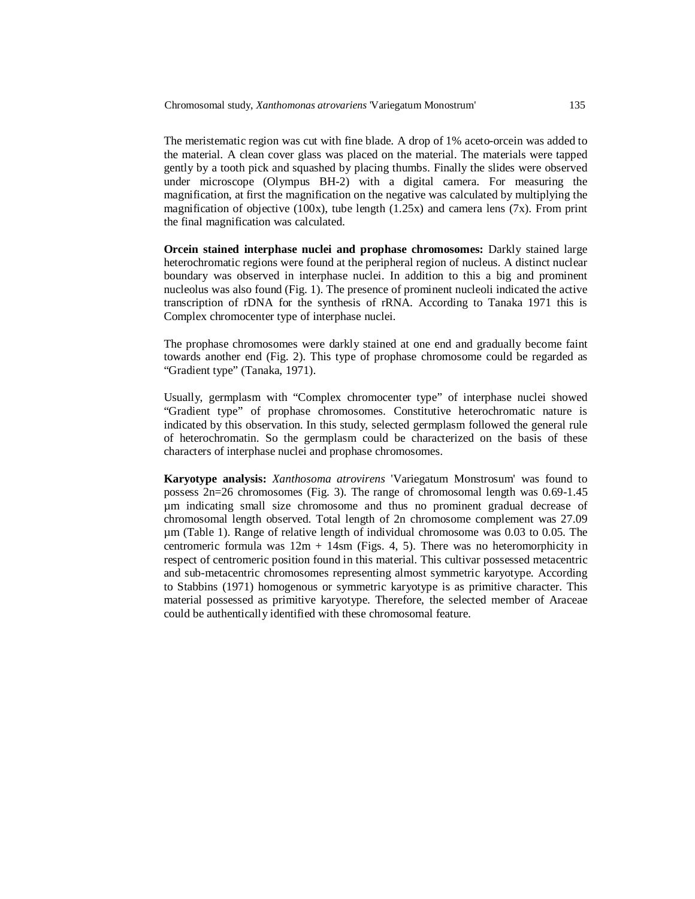The meristematic region was cut with fine blade. A drop of 1% aceto-orcein was added to the material. A clean cover glass was placed on the material. The materials were tapped gently by a tooth pick and squashed by placing thumbs. Finally the slides were observed under microscope (Olympus BH-2) with a digital camera. For measuring the magnification, at first the magnification on the negative was calculated by multiplying the magnification of objective (100x), tube length (1.25x) and camera lens (7x). From print the final magnification was calculated.

**Orcein stained interphase nuclei and prophase chromosomes:** Darkly stained large heterochromatic regions were found at the peripheral region of nucleus. A distinct nuclear boundary was observed in interphase nuclei. In addition to this a big and prominent nucleolus was also found (Fig. 1). The presence of prominent nucleoli indicated the active transcription of rDNA for the synthesis of rRNA. According to Tanaka 1971 this is Complex chromocenter type of interphase nuclei.

The prophase chromosomes were darkly stained at one end and gradually become faint towards another end (Fig. 2). This type of prophase chromosome could be regarded as "Gradient type" (Tanaka, 1971).

Usually, germplasm with "Complex chromocenter type" of interphase nuclei showed "Gradient type" of prophase chromosomes. Constitutive heterochromatic nature is indicated by this observation. In this study, selected germplasm followed the general rule of heterochromatin. So the germplasm could be characterized on the basis of these characters of interphase nuclei and prophase chromosomes.

**Karyotype analysis:** *Xanthosoma atrovirens* 'Variegatum Monstrosum' was found to possess 2n=26 chromosomes (Fig. 3). The range of chromosomal length was 0.69-1.45 µm indicating small size chromosome and thus no prominent gradual decrease of chromosomal length observed. Total length of 2n chromosome complement was 27.09 µm (Table 1). Range of relative length of individual chromosome was 0.03 to 0.05. The centromeric formula was 12m + 14sm (Figs. 4, 5). There was no heteromorphicity in respect of centromeric position found in this material. This cultivar possessed metacentric and sub-metacentric chromosomes representing almost symmetric karyotype. According to Stabbins (1971) homogenous or symmetric karyotype is as primitive character. This material possessed as primitive karyotype. Therefore, the selected member of Araceae could be authentically identified with these chromosomal feature.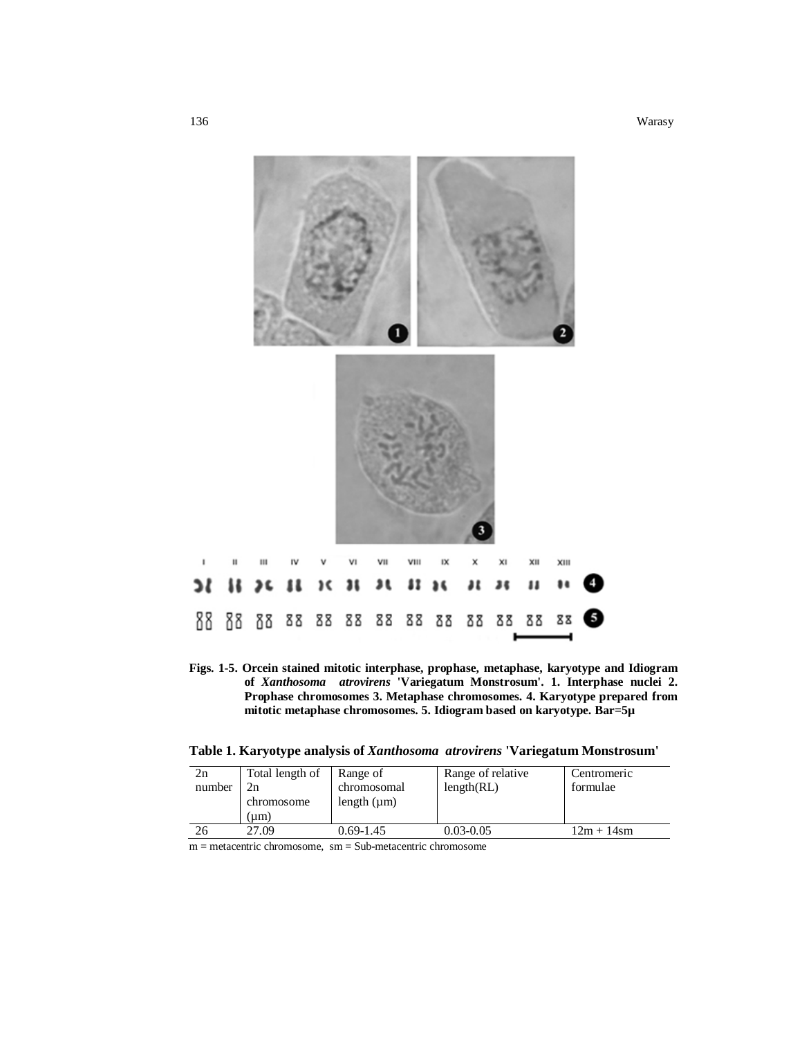**Figs. 1-5. Orcein stained mitotic interphase, prophase, metaphase, karyotype and Idiogram of *Xanthosoma atrovirens* 'Variegatum Monstrosum'. 1. Interphase nuclei 2. Prophase chromosomes 3. Metaphase chromosomes. 4. Karyotype prepared from mitotic metaphase chromosomes. 5. Idiogram based on karyotype. Bar=5µ**

**Table 1. Karyotype analysis of *Xanthosoma atrovirens* 'Variegatum Monstrosum'**

| 2n number | Total length of 2n chromosome (µm) | Range of chromosomal length (µm) | Range of relative length(RL) | Centromeric formulae |
|---|---|---|---|---|
| 26 | 27.09 | 0.69-1.45 | 0.03-0.05 | 12m + 14sm |

m = metacentric chromosome, sm = Sub-metacentric chromosome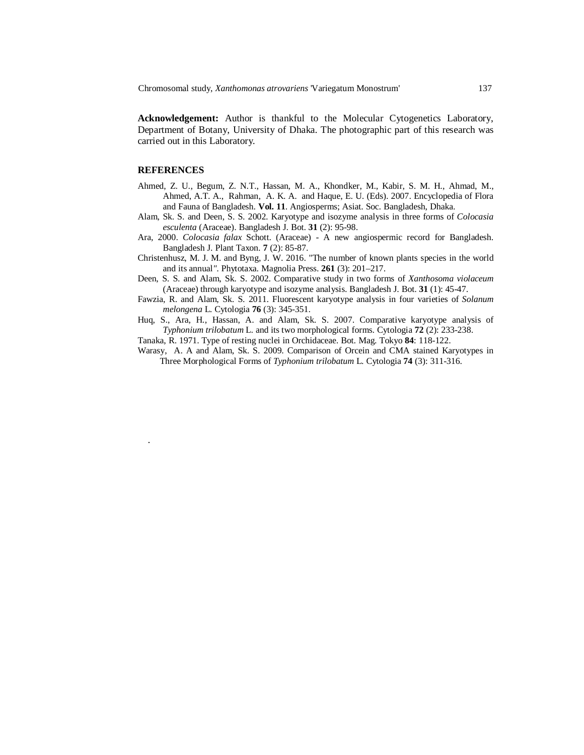**Acknowledgement:** Author is thankful to the Molecular Cytogenetics Laboratory, Department of Botany, University of Dhaka. The photographic part of this research was carried out in this Laboratory.

## REFERENCES

Ahmed, Z. U., Begum, Z. N.T., Hassan, M. A., Khondker, M., Kabir, S. M. H., Ahmad, M., Ahmed, A.T. A., Rahman, A. K. A. and Haque, E. U. (Eds). 2007. Encyclopedia of Flora and Fauna of Bangladesh. **Vol. 11**. Angiosperms; Asiat. Soc. Bangladesh, Dhaka.

Alam, Sk. S. and Deen, S. S. 2002. Karyotype and isozyme analysis in three forms of *Colocasia esculenta* (Araceae). Bangladesh J. Bot. **31** (2): 95-98.

Ara, 2000. *Colocasia falax* Schott. (Araceae) - A new angiospermic record for Bangladesh. Bangladesh J. Plant Taxon. **7** (2): 85-87.

Christenhusz, M. J. M. and Byng, J. W. 2016. "The number of known plants species in the world and its annual". Phytotaxa. Magnolia Press. **261** (3): 201–217.

Deen, S. S. and Alam, Sk. S. 2002. Comparative study in two forms of *Xanthosoma violaceum* (Araceae) through karyotype and isozyme analysis. Bangladesh J. Bot. **31** (1): 45-47.

Fawzia, R. and Alam, Sk. S. 2011. Fluorescent karyotype analysis in four varieties of *Solanum melongena* L. Cytologia **76** (3): 345-351.

Huq, S., Ara, H., Hassan, A. and Alam, Sk. S. 2007. Comparative karyotype analysis of *Typhonium trilobatum* L. and its two morphological forms. Cytologia **72** (2): 233-238.

Tanaka, R. 1971. Type of resting nuclei in Orchidaceae. Bot. Mag. Tokyo **84**: 118-122.

Warasy, A. A and Alam, Sk. S. 2009. Comparison of Orcein and CMA stained Karyotypes in Three Morphological Forms of *Typhonium trilobatum* L. Cytologia **74** (3): 311-316.